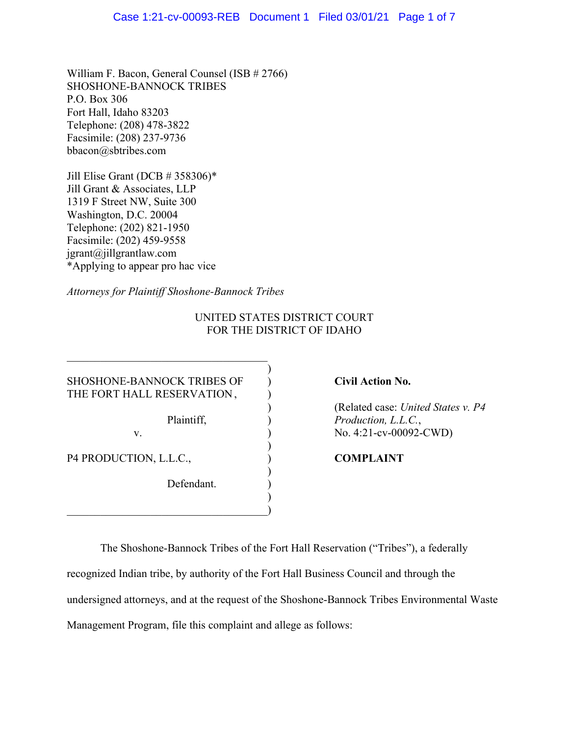William F. Bacon, General Counsel (ISB # 2766)
SHOSHONE-BANNOCK TRIBES
P.O. Box 306
Fort Hall, Idaho 83203
Telephone: (208) 478-3822
Facsimile: (208) 237-9736
bbacon@sbtribes.com

Jill Elise Grant (DCB # 358306)*
Jill Grant & Associates, LLP
1319 F Street NW, Suite 300
Washington, D.C. 20004
Telephone: (202) 821-1950
Facsimile: (202) 459-9558
jgrant@jillgrantlaw.com
*Applying to appear pro hac vice

*Attorneys for Plaintiff Shoshone-Bannock Tribes*

UNITED STATES DISTRICT COURT
FOR THE DISTRICT OF IDAHO

SHOSHONE-BANNOCK TRIBES OF THE FORT HALL RESERVATION,

Plaintiff,

v.

P4 PRODUCTION, L.L.C.,

Defendant.

**Civil Action No.**

(Related case: *United States v. P4 Production, L.L.C.*, No. 4:21-cv-00092-CWD)

**COMPLAINT**

The Shoshone-Bannock Tribes of the Fort Hall Reservation ("Tribes"), a federally recognized Indian tribe, by authority of the Fort Hall Business Council and through the undersigned attorneys, and at the request of the Shoshone-Bannock Tribes Environmental Waste Management Program, file this complaint and allege as follows: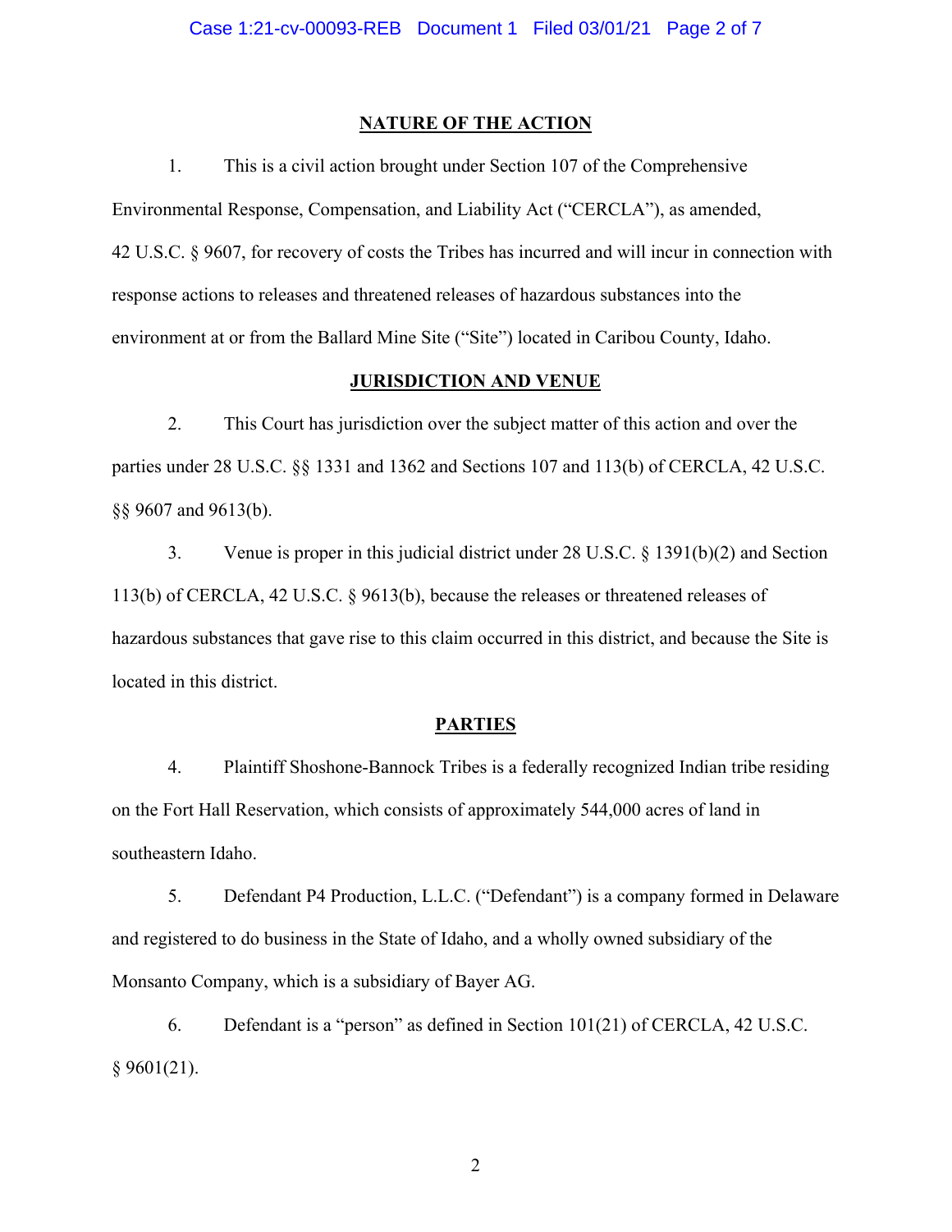## NATURE OF THE ACTION

1. This is a civil action brought under Section 107 of the Comprehensive Environmental Response, Compensation, and Liability Act ("CERCLA"), as amended, 42 U.S.C. § 9607, for recovery of costs the Tribes has incurred and will incur in connection with response actions to releases and threatened releases of hazardous substances into the environment at or from the Ballard Mine Site ("Site") located in Caribou County, Idaho.

## JURISDICTION AND VENUE

2. This Court has jurisdiction over the subject matter of this action and over the parties under 28 U.S.C. §§ 1331 and 1362 and Sections 107 and 113(b) of CERCLA, 42 U.S.C. §§ 9607 and 9613(b).

3. Venue is proper in this judicial district under 28 U.S.C. § 1391(b)(2) and Section 113(b) of CERCLA, 42 U.S.C. § 9613(b), because the releases or threatened releases of hazardous substances that gave rise to this claim occurred in this district, and because the Site is located in this district.

## PARTIES

4. Plaintiff Shoshone-Bannock Tribes is a federally recognized Indian tribe residing on the Fort Hall Reservation, which consists of approximately 544,000 acres of land in southeastern Idaho.

5. Defendant P4 Production, L.L.C. ("Defendant") is a company formed in Delaware and registered to do business in the State of Idaho, and a wholly owned subsidiary of the Monsanto Company, which is a subsidiary of Bayer AG.

6. Defendant is a "person" as defined in Section 101(21) of CERCLA, 42 U.S.C. § 9601(21).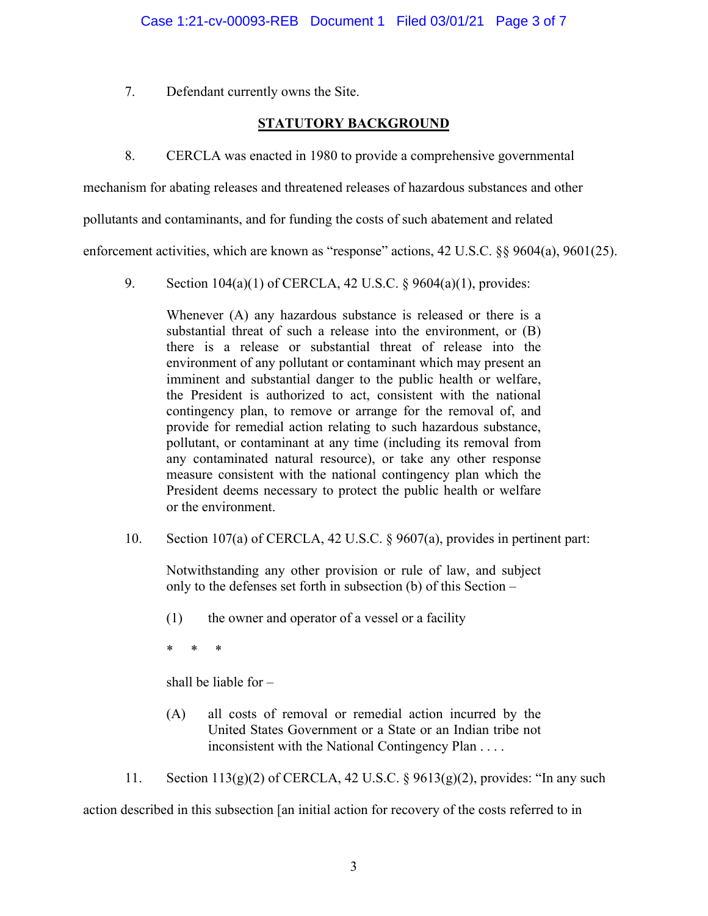7. Defendant currently owns the Site.

## STATUTORY BACKGROUND

8. CERCLA was enacted in 1980 to provide a comprehensive governmental mechanism for abating releases and threatened releases of hazardous substances and other pollutants and contaminants, and for funding the costs of such abatement and related enforcement activities, which are known as "response" actions, 42 U.S.C. §§ 9604(a), 9601(25).

9. Section 104(a)(1) of CERCLA, 42 U.S.C. § 9604(a)(1), provides:

> Whenever (A) any hazardous substance is released or there is a substantial threat of such a release into the environment, or (B) there is a release or substantial threat of release into the environment of any pollutant or contaminant which may present an imminent and substantial danger to the public health or welfare, the President is authorized to act, consistent with the national contingency plan, to remove or arrange for the removal of, and provide for remedial action relating to such hazardous substance, pollutant, or contaminant at any time (including its removal from any contaminated natural resource), or take any other response measure consistent with the national contingency plan which the President deems necessary to protect the public health or welfare or the environment.

10. Section 107(a) of CERCLA, 42 U.S.C. § 9607(a), provides in pertinent part:

> Notwithstanding any other provision or rule of law, and subject only to the defenses set forth in subsection (b) of this Section –
>
> (1) the owner and operator of a vessel or a facility
>
> \* \* \*
>
> shall be liable for –
>
> (A) all costs of removal or remedial action incurred by the United States Government or a State or an Indian tribe not inconsistent with the National Contingency Plan . . . .

11. Section 113(g)(2) of CERCLA, 42 U.S.C. § 9613(g)(2), provides: "In any such action described in this subsection [an initial action for recovery of the costs referred to in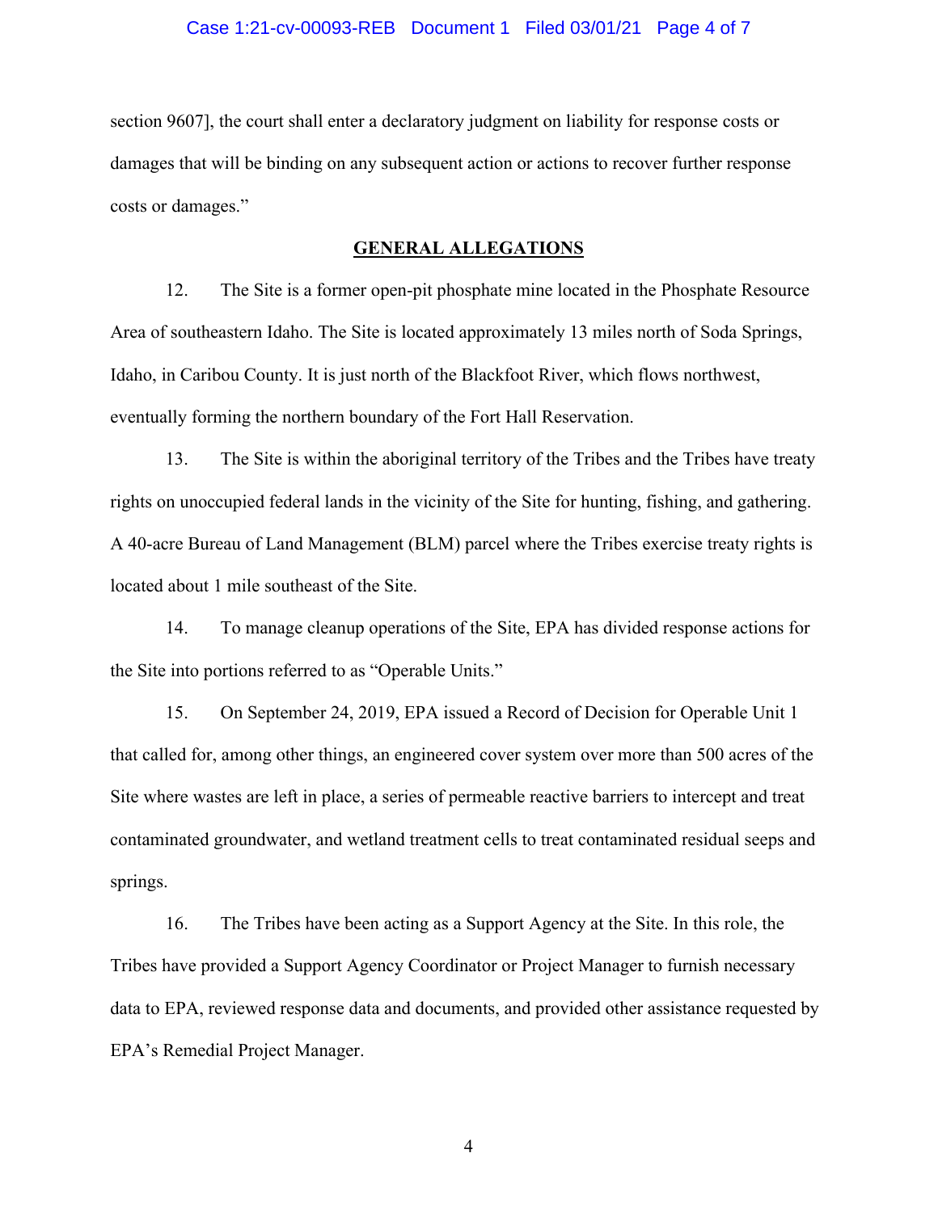section 9607], the court shall enter a declaratory judgment on liability for response costs or damages that will be binding on any subsequent action or actions to recover further response costs or damages."

## GENERAL ALLEGATIONS

12. The Site is a former open-pit phosphate mine located in the Phosphate Resource Area of southeastern Idaho. The Site is located approximately 13 miles north of Soda Springs, Idaho, in Caribou County. It is just north of the Blackfoot River, which flows northwest, eventually forming the northern boundary of the Fort Hall Reservation.

13. The Site is within the aboriginal territory of the Tribes and the Tribes have treaty rights on unoccupied federal lands in the vicinity of the Site for hunting, fishing, and gathering. A 40-acre Bureau of Land Management (BLM) parcel where the Tribes exercise treaty rights is located about 1 mile southeast of the Site.

14. To manage cleanup operations of the Site, EPA has divided response actions for the Site into portions referred to as "Operable Units."

15. On September 24, 2019, EPA issued a Record of Decision for Operable Unit 1 that called for, among other things, an engineered cover system over more than 500 acres of the Site where wastes are left in place, a series of permeable reactive barriers to intercept and treat contaminated groundwater, and wetland treatment cells to treat contaminated residual seeps and springs.

16. The Tribes have been acting as a Support Agency at the Site. In this role, the Tribes have provided a Support Agency Coordinator or Project Manager to furnish necessary data to EPA, reviewed response data and documents, and provided other assistance requested by EPA's Remedial Project Manager.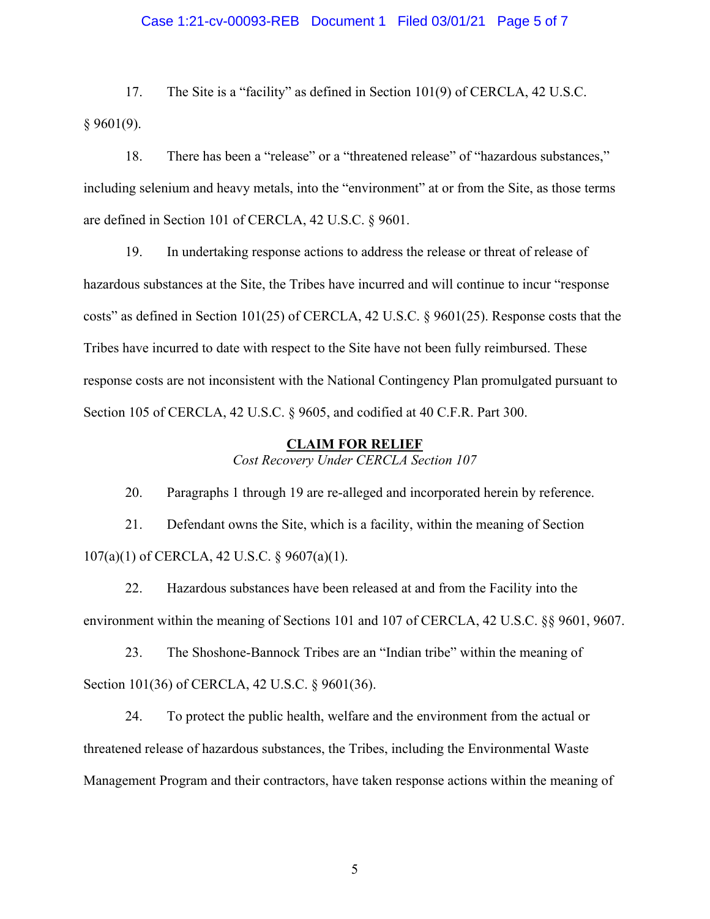17. The Site is a "facility" as defined in Section 101(9) of CERCLA, 42 U.S.C. § 9601(9).

18. There has been a "release" or a "threatened release" of "hazardous substances," including selenium and heavy metals, into the "environment" at or from the Site, as those terms are defined in Section 101 of CERCLA, 42 U.S.C. § 9601.

19. In undertaking response actions to address the release or threat of release of hazardous substances at the Site, the Tribes have incurred and will continue to incur "response costs" as defined in Section 101(25) of CERCLA, 42 U.S.C. § 9601(25). Response costs that the Tribes have incurred to date with respect to the Site have not been fully reimbursed. These response costs are not inconsistent with the National Contingency Plan promulgated pursuant to Section 105 of CERCLA, 42 U.S.C. § 9605, and codified at 40 C.F.R. Part 300.

## **CLAIM FOR RELIEF**

*Cost Recovery Under CERCLA Section 107*

20. Paragraphs 1 through 19 are re-alleged and incorporated herein by reference.

21. Defendant owns the Site, which is a facility, within the meaning of Section 107(a)(1) of CERCLA, 42 U.S.C. § 9607(a)(1).

22. Hazardous substances have been released at and from the Facility into the environment within the meaning of Sections 101 and 107 of CERCLA, 42 U.S.C. §§ 9601, 9607.

23. The Shoshone-Bannock Tribes are an "Indian tribe" within the meaning of Section 101(36) of CERCLA, 42 U.S.C. § 9601(36).

24. To protect the public health, welfare and the environment from the actual or threatened release of hazardous substances, the Tribes, including the Environmental Waste Management Program and their contractors, have taken response actions within the meaning of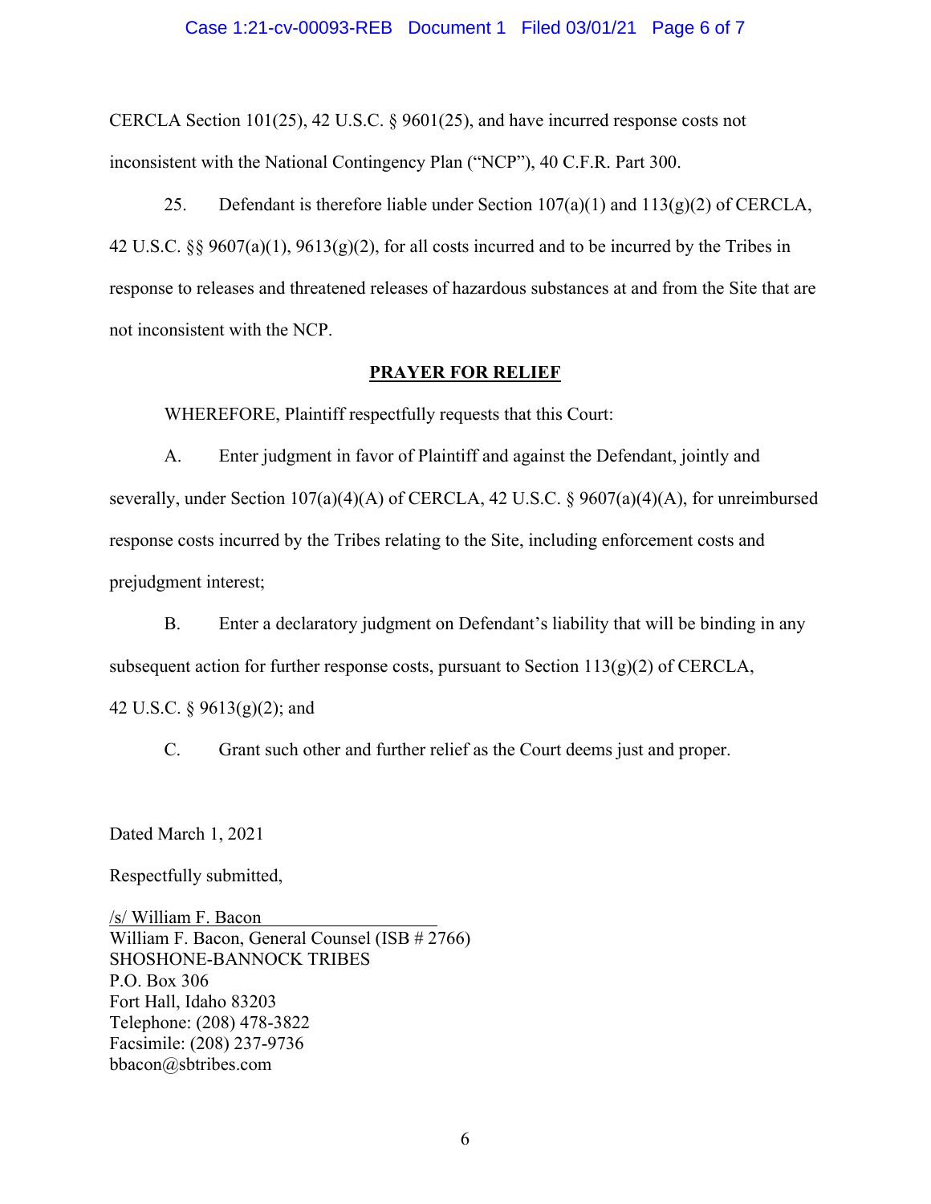CERCLA Section 101(25), 42 U.S.C. § 9601(25), and have incurred response costs not inconsistent with the National Contingency Plan ("NCP"), 40 C.F.R. Part 300.

25. Defendant is therefore liable under Section 107(a)(1) and 113(g)(2) of CERCLA, 42 U.S.C. §§ 9607(a)(1), 9613(g)(2), for all costs incurred and to be incurred by the Tribes in response to releases and threatened releases of hazardous substances at and from the Site that are not inconsistent with the NCP.

## PRAYER FOR RELIEF

WHEREFORE, Plaintiff respectfully requests that this Court:

A. Enter judgment in favor of Plaintiff and against the Defendant, jointly and severally, under Section 107(a)(4)(A) of CERCLA, 42 U.S.C. § 9607(a)(4)(A), for unreimbursed response costs incurred by the Tribes relating to the Site, including enforcement costs and prejudgment interest;

B. Enter a declaratory judgment on Defendant's liability that will be binding in any subsequent action for further response costs, pursuant to Section 113(g)(2) of CERCLA, 42 U.S.C. § 9613(g)(2); and

C. Grant such other and further relief as the Court deems just and proper.

Dated March 1, 2021

Respectfully submitted,

/s/ William F. Bacon
William F. Bacon, General Counsel (ISB # 2766)
SHOSHONE-BANNOCK TRIBES
P.O. Box 306
Fort Hall, Idaho 83203
Telephone: (208) 478-3822
Facsimile: (208) 237-9736
bbacon@sbtribes.com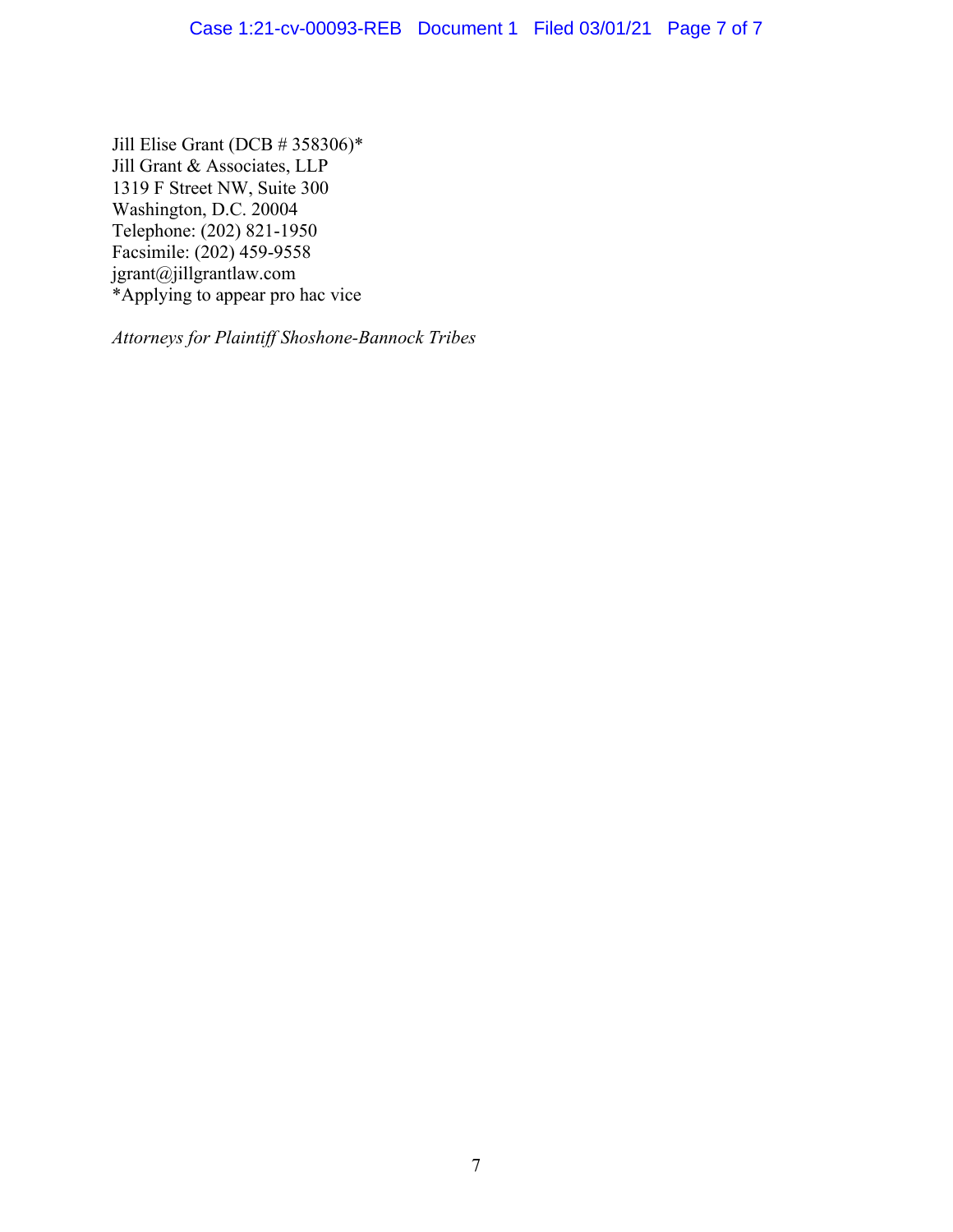Jill Elise Grant (DCB # 358306)*
Jill Grant & Associates, LLP
1319 F Street NW, Suite 300
Washington, D.C. 20004
Telephone: (202) 821-1950
Facsimile: (202) 459-9558
jgrant@jillgrantlaw.com
*Applying to appear pro hac vice

*Attorneys for Plaintiff Shoshone-Bannock Tribes*